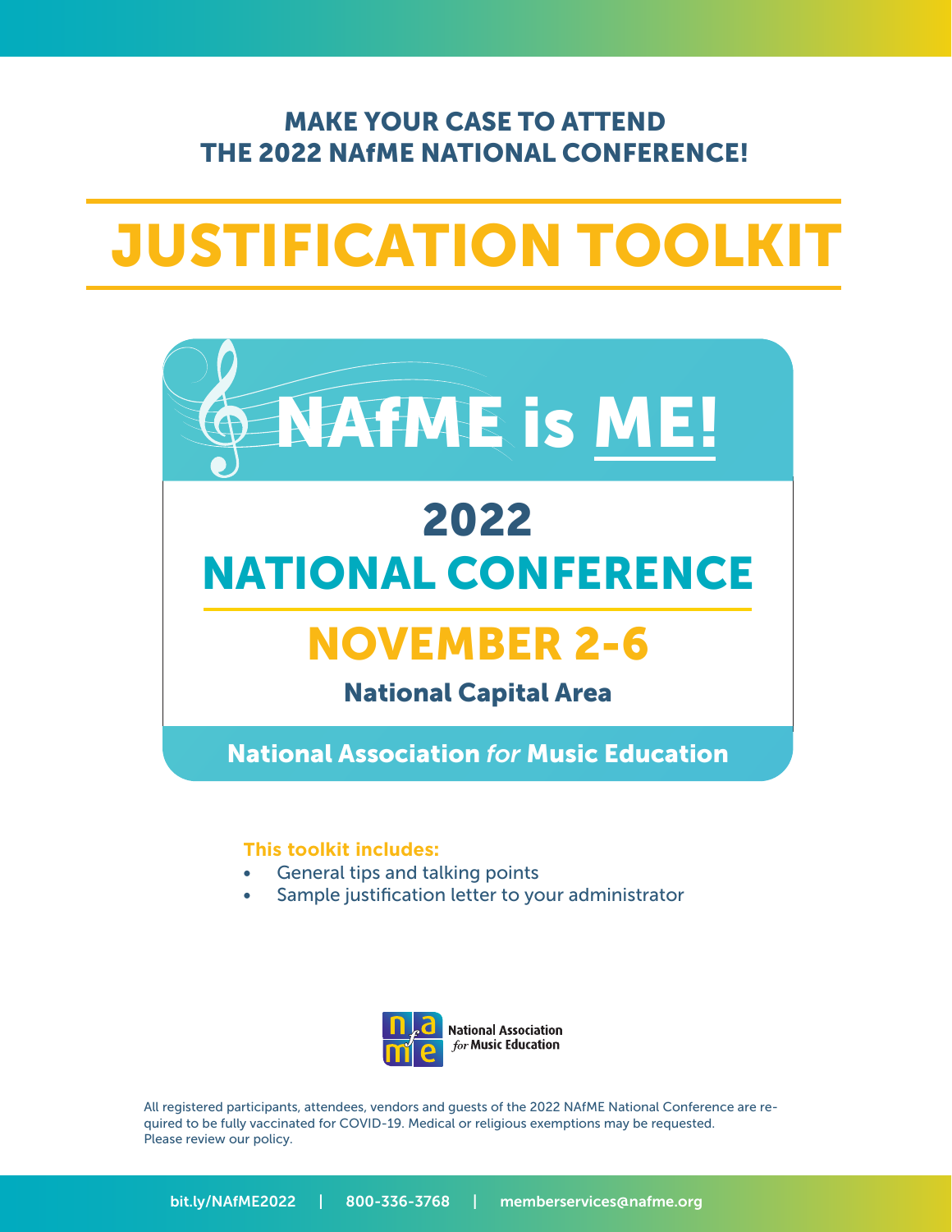## MAKE YOUR CASE TO ATTEND THE 2022 NAfME NATIONAL CONFERENCE!

# JUSTIFICATION TOOLKIT

## NAfME is ME!

## 2022 NATIONAL CONFERENCE

## NOVEMBER 2-6

**National Capital Area**

**National Association *for* Music Education**

**This toolkit includes:**

- General tips and talking points
- Sample justification letter to your administrator

National Association *for* Music Education

All registered participants, attendees, vendors and guests of the 2022 NAfME National Conference are required to be fully vaccinated for COVID-19. Medical or religious exemptions may be requested. Please review our policy.

bit.ly/NAfME2022 | 800-336-3768 | memberservices@nafme.org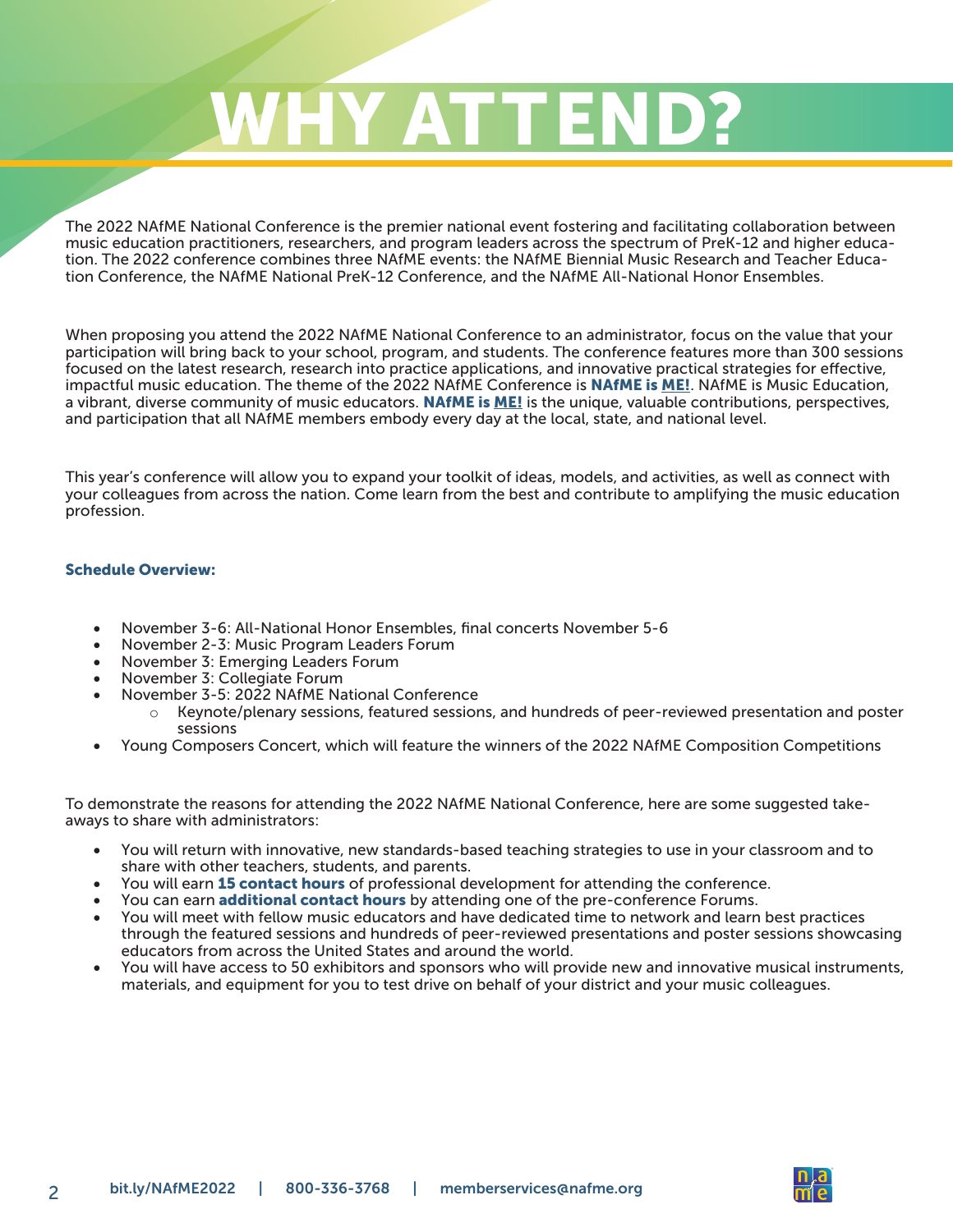# WHY ATTEND?

The 2022 NAfME National Conference is the premier national event fostering and facilitating collaboration between music education practitioners, researchers, and program leaders across the spectrum of PreK-12 and higher education. The 2022 conference combines three NAfME events: the NAfME Biennial Music Research and Teacher Education Conference, the NAfME National PreK-12 Conference, and the NAfME All-National Honor Ensembles.

When proposing you attend the 2022 NAfME National Conference to an administrator, focus on the value that your participation will bring back to your school, program, and students. The conference features more than 300 sessions focused on the latest research, research into practice applications, and innovative practical strategies for effective, impactful music education. The theme of the 2022 NAfME Conference is **NAfME is ME!**. NAfME is Music Education, a vibrant, diverse community of music educators. **NAfME is ME!** is the unique, valuable contributions, perspectives, and participation that all NAfME members embody every day at the local, state, and national level.

This year's conference will allow you to expand your toolkit of ideas, models, and activities, as well as connect with your colleagues from across the nation. Come learn from the best and contribute to amplifying the music education profession.

**Schedule Overview:**

- November 3-6: All-National Honor Ensembles, final concerts November 5-6
- November 2-3: Music Program Leaders Forum
- November 3: Emerging Leaders Forum
- November 3: Collegiate Forum
- November 3-5: 2022 NAfME National Conference
  - Keynote/plenary sessions, featured sessions, and hundreds of peer-reviewed presentation and poster sessions
- Young Composers Concert, which will feature the winners of the 2022 NAfME Composition Competitions

To demonstrate the reasons for attending the 2022 NAfME National Conference, here are some suggested takeaways to share with administrators:

- You will return with innovative, new standards-based teaching strategies to use in your classroom and to share with other teachers, students, and parents.
- You will earn **15 contact hours** of professional development for attending the conference.
- You can earn **additional contact hours** by attending one of the pre-conference Forums.
- You will meet with fellow music educators and have dedicated time to network and learn best practices through the featured sessions and hundreds of peer-reviewed presentations and poster sessions showcasing educators from across the United States and around the world.
- You will have access to 50 exhibitors and sponsors who will provide new and innovative musical instruments, materials, and equipment for you to test drive on behalf of your district and your music colleagues.

bit.ly/NAfME2022 | 800-336-3768 | memberservices@nafme.org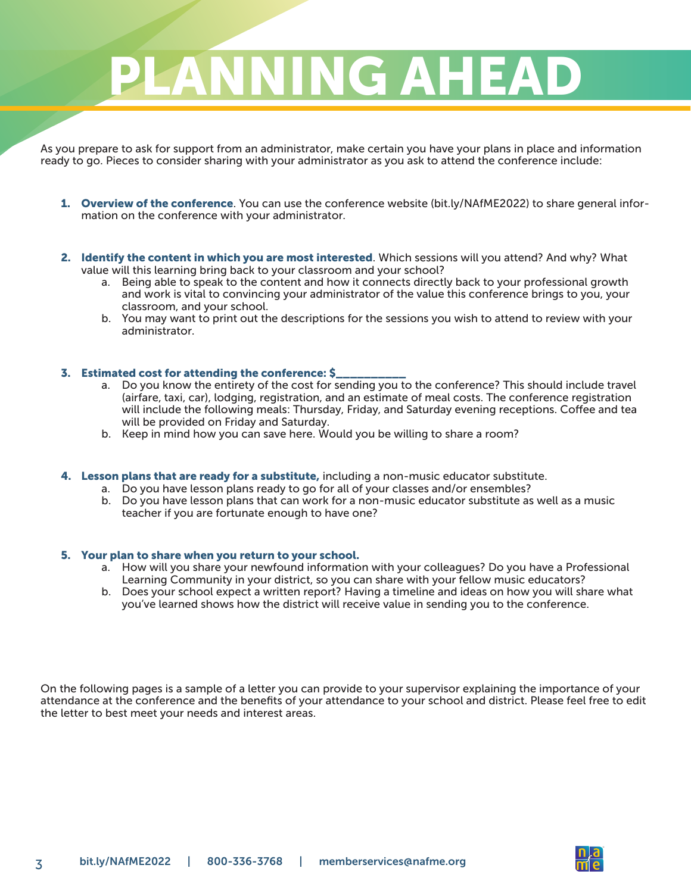# PLANNING AHEAD

As you prepare to ask for support from an administrator, make certain you have your plans in place and information ready to go. Pieces to consider sharing with your administrator as you ask to attend the conference include:

1. **Overview of the conference**. You can use the conference website (bit.ly/NAfME2022) to share general information on the conference with your administrator.

2. **Identify the content in which you are most interested**. Which sessions will you attend? And why? What value will this learning bring back to your classroom and your school?
   a. Being able to speak to the content and how it connects directly back to your professional growth and work is vital to convincing your administrator of the value this conference brings to you, your classroom, and your school.
   b. You may want to print out the descriptions for the sessions you wish to attend to review with your administrator.

3. **Estimated cost for attending the conference: $__________**
   a. Do you know the entirety of the cost for sending you to the conference? This should include travel (airfare, taxi, car), lodging, registration, and an estimate of meal costs. The conference registration will include the following meals: Thursday, Friday, and Saturday evening receptions. Coffee and tea will be provided on Friday and Saturday.
   b. Keep in mind how you can save here. Would you be willing to share a room?

4. **Lesson plans that are ready for a substitute,** including a non-music educator substitute.
   a. Do you have lesson plans ready to go for all of your classes and/or ensembles?
   b. Do you have lesson plans that can work for a non-music educator substitute as well as a music teacher if you are fortunate enough to have one?

5. **Your plan to share when you return to your school.**
   a. How will you share your newfound information with your colleagues? Do you have a Professional Learning Community in your district, so you can share with your fellow music educators?
   b. Does your school expect a written report? Having a timeline and ideas on how you will share what you've learned shows how the district will receive value in sending you to the conference.

On the following pages is a sample of a letter you can provide to your supervisor explaining the importance of your attendance at the conference and the benefits of your attendance to your school and district. Please feel free to edit the letter to best meet your needs and interest areas.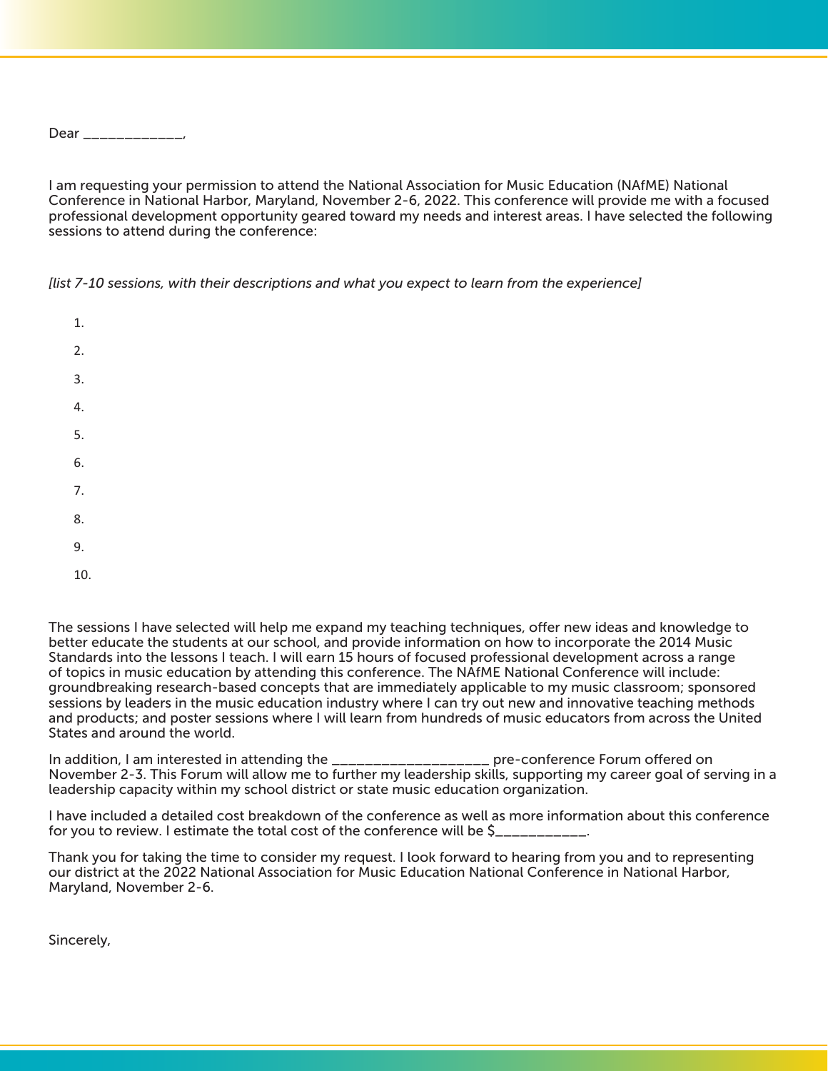Dear ____________,

I am requesting your permission to attend the National Association for Music Education (NAfME) National Conference in National Harbor, Maryland, November 2-6, 2022. This conference will provide me with a focused professional development opportunity geared toward my needs and interest areas. I have selected the following sessions to attend during the conference:

*[list 7-10 sessions, with their descriptions and what you expect to learn from the experience]*

1.
2.
3.
4.
5.
6.
7.
8.
9.
10.

The sessions I have selected will help me expand my teaching techniques, offer new ideas and knowledge to better educate the students at our school, and provide information on how to incorporate the 2014 Music Standards into the lessons I teach. I will earn 15 hours of focused professional development across a range of topics in music education by attending this conference. The NAfME National Conference will include: groundbreaking research-based concepts that are immediately applicable to my music classroom; sponsored sessions by leaders in the music education industry where I can try out new and innovative teaching methods and products; and poster sessions where I will learn from hundreds of music educators from across the United States and around the world.

In addition, I am interested in attending the ___________________ pre-conference Forum offered on November 2-3. This Forum will allow me to further my leadership skills, supporting my career goal of serving in a leadership capacity within my school district or state music education organization.

I have included a detailed cost breakdown of the conference as well as more information about this conference for you to review. I estimate the total cost of the conference will be $___________.

Thank you for taking the time to consider my request. I look forward to hearing from you and to representing our district at the 2022 National Association for Music Education National Conference in National Harbor, Maryland, November 2-6.

Sincerely,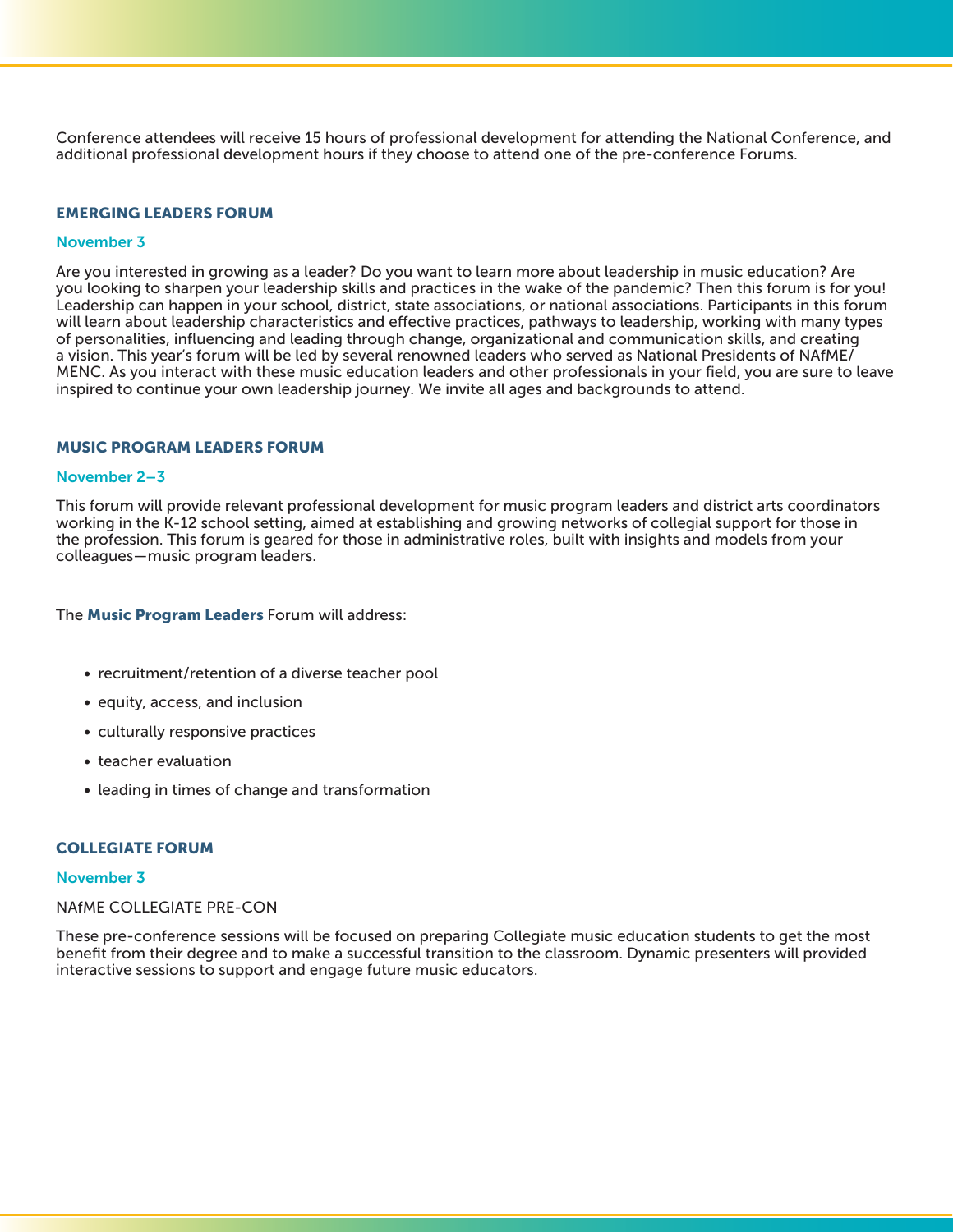Conference attendees will receive 15 hours of professional development for attending the National Conference, and additional professional development hours if they choose to attend one of the pre-conference Forums.

## EMERGING LEADERS FORUM

### November 3

Are you interested in growing as a leader? Do you want to learn more about leadership in music education? Are you looking to sharpen your leadership skills and practices in the wake of the pandemic? Then this forum is for you! Leadership can happen in your school, district, state associations, or national associations. Participants in this forum will learn about leadership characteristics and effective practices, pathways to leadership, working with many types of personalities, influencing and leading through change, organizational and communication skills, and creating a vision. This year's forum will be led by several renowned leaders who served as National Presidents of NAfME/MENC. As you interact with these music education leaders and other professionals in your field, you are sure to leave inspired to continue your own leadership journey. We invite all ages and backgrounds to attend.

## MUSIC PROGRAM LEADERS FORUM

### November 2–3

This forum will provide relevant professional development for music program leaders and district arts coordinators working in the K-12 school setting, aimed at establishing and growing networks of collegial support for those in the profession. This forum is geared for those in administrative roles, built with insights and models from your colleagues—music program leaders.

The **Music Program Leaders** Forum will address:

- recruitment/retention of a diverse teacher pool
- equity, access, and inclusion
- culturally responsive practices
- teacher evaluation
- leading in times of change and transformation

## COLLEGIATE FORUM

### November 3

NAfME COLLEGIATE PRE-CON

These pre-conference sessions will be focused on preparing Collegiate music education students to get the most benefit from their degree and to make a successful transition to the classroom. Dynamic presenters will provided interactive sessions to support and engage future music educators.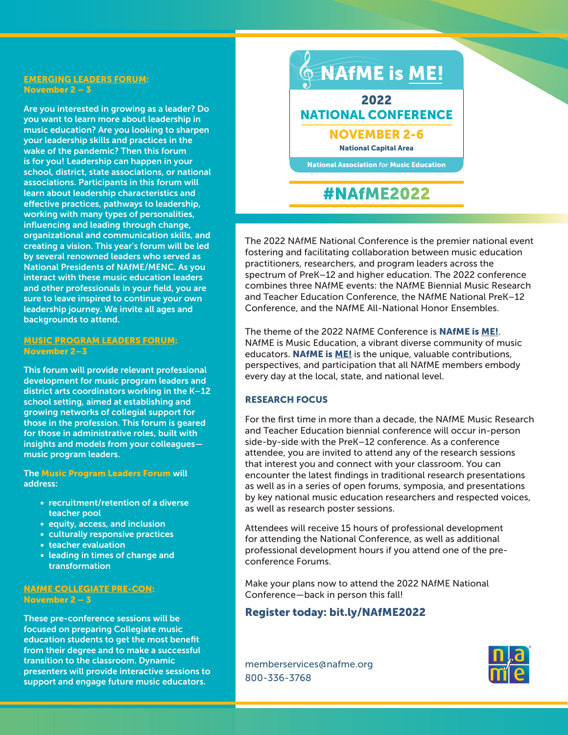# NAfME is ME!

## 2022 NATIONAL CONFERENCE

## NOVEMBER 2-6

National Capital Area

National Association *for* Music Education

## #NAfME2022

The 2022 NAfME National Conference is the premier national event fostering and facilitating collaboration between music education practitioners, researchers, and program leaders across the spectrum of PreK–12 and higher education. The 2022 conference combines three NAfME events: the NAfME Biennial Music Research and Teacher Education Conference, the NAfME National PreK–12 Conference, and the NAfME All-National Honor Ensembles.

The theme of the 2022 NAfME Conference is **NAfME is ME!**. NAfME is Music Education, a vibrant diverse community of music educators. **NAfME is ME!** is the unique, valuable contributions, perspectives, and participation that all NAfME members embody every day at the local, state, and national level.

### RESEARCH FOCUS

For the first time in more than a decade, the NAfME Music Research and Teacher Education biennial conference will occur in-person side-by-side with the PreK–12 conference. As a conference attendee, you are invited to attend any of the research sessions that interest you and connect with your classroom. You can encounter the latest findings in traditional research presentations as well as in a series of open forums, symposia, and presentations by key national music education researchers and respected voices, as well as research poster sessions.

Attendees will receive 15 hours of professional development for attending the National Conference, as well as additional professional development hours if you attend one of the pre-conference Forums.

Make your plans now to attend the 2022 NAfME National Conference—back in person this fall!

**Register today: bit.ly/NAfME2022**

### EMERGING LEADERS FORUM: November 2 – 3

Are you interested in growing as a leader? Do you want to learn more about leadership in music education? Are you looking to sharpen your leadership skills and practices in the wake of the pandemic? Then this forum is for you! Leadership can happen in your school, district, state associations, or national associations. Participants in this forum will learn about leadership characteristics and effective practices, pathways to leadership, working with many types of personalities, influencing and leading through change, organizational and communication skills, and creating a vision. This year's forum will be led by several renowned leaders who served as National Presidents of NAfME/MENC. As you interact with these music education leaders and other professionals in your field, you are sure to leave inspired to continue your own leadership journey. We invite all ages and backgrounds to attend.

### MUSIC PROGRAM LEADERS FORUM: November 2–3

This forum will provide relevant professional development for music program leaders and district arts coordinators working in the K–12 school setting, aimed at establishing and growing networks of collegial support for those in the profession. This forum is geared for those in administrative roles, built with insights and models from your colleagues—music program leaders.

The **Music Program Leaders Forum** will address:

- recruitment/retention of a diverse teacher pool
- equity, access, and inclusion
- culturally responsive practices
- teacher evaluation
- leading in times of change and transformation

### NAfME COLLEGIATE PRE-CON: November 2 – 3

These pre-conference sessions will be focused on preparing Collegiate music education students to get the most benefit from their degree and to make a successful transition to the classroom. Dynamic presenters will provide interactive sessions to support and engage future music educators.

memberservices@nafme.org
800-336-3768